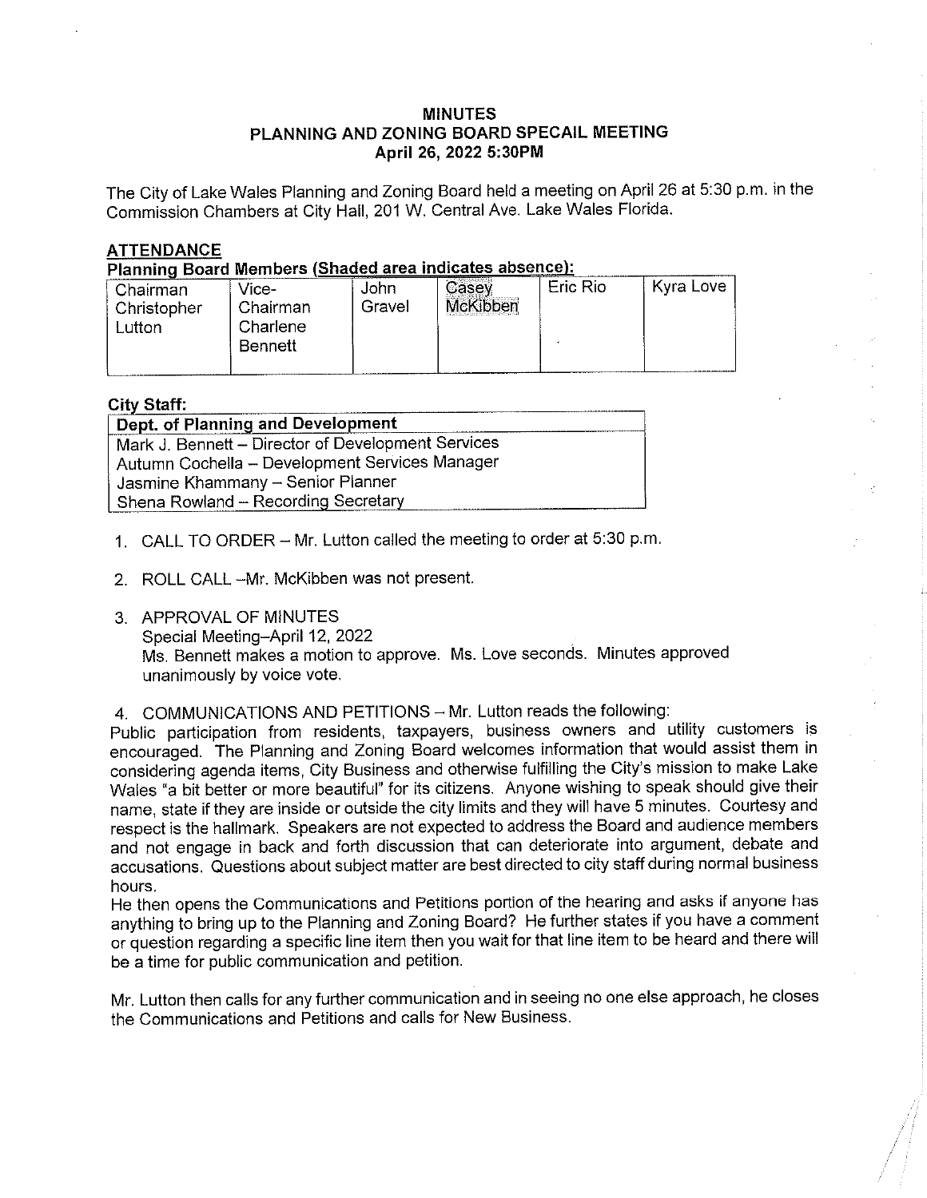# MINUTES
## PLANNING AND ZONING BOARD SPECAIL MEETING
### April 26, 2022 5:30PM

The City of Lake Wales Planning and Zoning Board held a meeting on April 26 at 5:30 p.m. in the Commission Chambers at City Hall, 201 W. Central Ave. Lake Wales Florida.

**ATTENDANCE**

**Planning Board Members (Shaded area indicates absence):**

| Chairman Christopher Lutton | Vice-Chairman Charlene Bennett | John Gravel | Casey McKibben | Eric Rio | Kyra Love |
|---|---|---|---|---|---|

**City Staff:**

| Dept. of Planning and Development |
|---|
| Mark J. Bennett – Director of Development Services |
| Autumn Cochella – Development Services Manager |
| Jasmine Khammany – Senior Planner |
| Shena Rowland – Recording Secretary |

1. CALL TO ORDER – Mr. Lutton called the meeting to order at 5:30 p.m.

2. ROLL CALL –Mr. McKibben was not present.

3. APPROVAL OF MINUTES
   Special Meeting–April 12, 2022
   Ms. Bennett makes a motion to approve. Ms. Love seconds. Minutes approved unanimously by voice vote.

4. COMMUNICATIONS AND PETITIONS – Mr. Lutton reads the following:

Public participation from residents, taxpayers, business owners and utility customers is encouraged. The Planning and Zoning Board welcomes information that would assist them in considering agenda items, City Business and otherwise fulfilling the City's mission to make Lake Wales "a bit better or more beautiful" for its citizens. Anyone wishing to speak should give their name, state if they are inside or outside the city limits and they will have 5 minutes. Courtesy and respect is the hallmark. Speakers are not expected to address the Board and audience members and not engage in back and forth discussion that can deteriorate into argument, debate and accusations. Questions about subject matter are best directed to city staff during normal business hours.

He then opens the Communications and Petitions portion of the hearing and asks if anyone has anything to bring up to the Planning and Zoning Board? He further states if you have a comment or question regarding a specific line item then you wait for that line item to be heard and there will be a time for public communication and petition.

Mr. Lutton then calls for any further communication and in seeing no one else approach, he closes the Communications and Petitions and calls for New Business.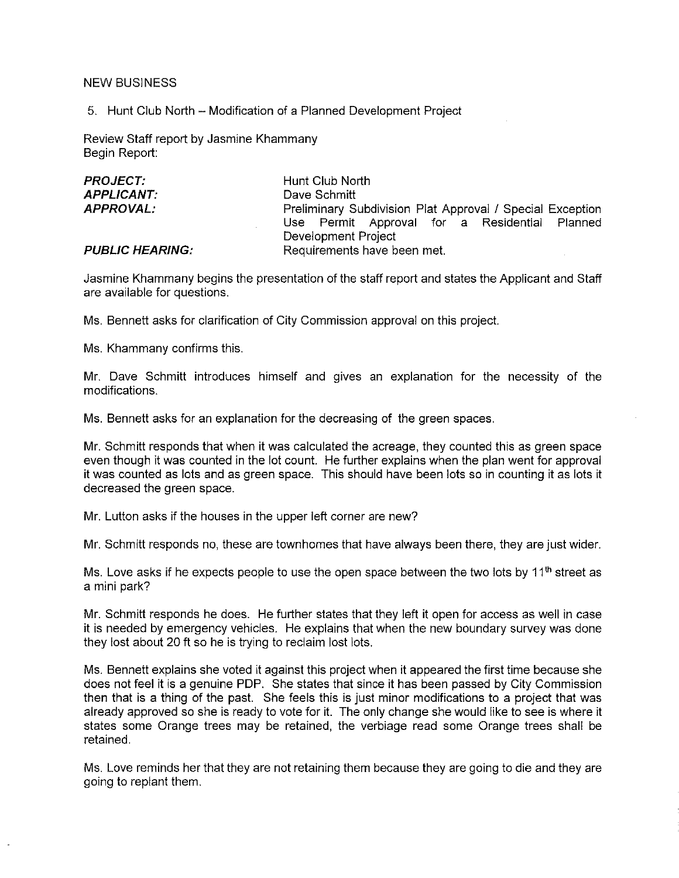NEW BUSINESS

5. Hunt Club North – Modification of a Planned Development Project

Review Staff report by Jasmine Khammany
Begin Report:

| | |
|---|---|
| ***PROJECT:*** | Hunt Club North |
| ***APPLICANT:*** | Dave Schmitt |
| ***APPROVAL:*** | Preliminary Subdivision Plat Approval / Special Exception Use Permit Approval for a Residential Planned Development Project |
| ***PUBLIC HEARING:*** | Requirements have been met. |

Jasmine Khammany begins the presentation of the staff report and states the Applicant and Staff are available for questions.

Ms. Bennett asks for clarification of City Commission approval on this project.

Ms. Khammany confirms this.

Mr. Dave Schmitt introduces himself and gives an explanation for the necessity of the modifications.

Ms. Bennett asks for an explanation for the decreasing of the green spaces.

Mr. Schmitt responds that when it was calculated the acreage, they counted this as green space even though it was counted in the lot count. He further explains when the plan went for approval it was counted as lots and as green space. This should have been lots so in counting it as lots it decreased the green space.

Mr. Lutton asks if the houses in the upper left corner are new?

Mr. Schmitt responds no, these are townhomes that have always been there, they are just wider.

Ms. Love asks if he expects people to use the open space between the two lots by 11th street as a mini park?

Mr. Schmitt responds he does. He further states that they left it open for access as well in case it is needed by emergency vehicles. He explains that when the new boundary survey was done they lost about 20 ft so he is trying to reclaim lost lots.

Ms. Bennett explains she voted it against this project when it appeared the first time because she does not feel it is a genuine PDP. She states that since it has been passed by City Commission then that is a thing of the past. She feels this is just minor modifications to a project that was already approved so she is ready to vote for it. The only change she would like to see is where it states some Orange trees may be retained, the verbiage read some Orange trees shall be retained.

Ms. Love reminds her that they are not retaining them because they are going to die and they are going to replant them.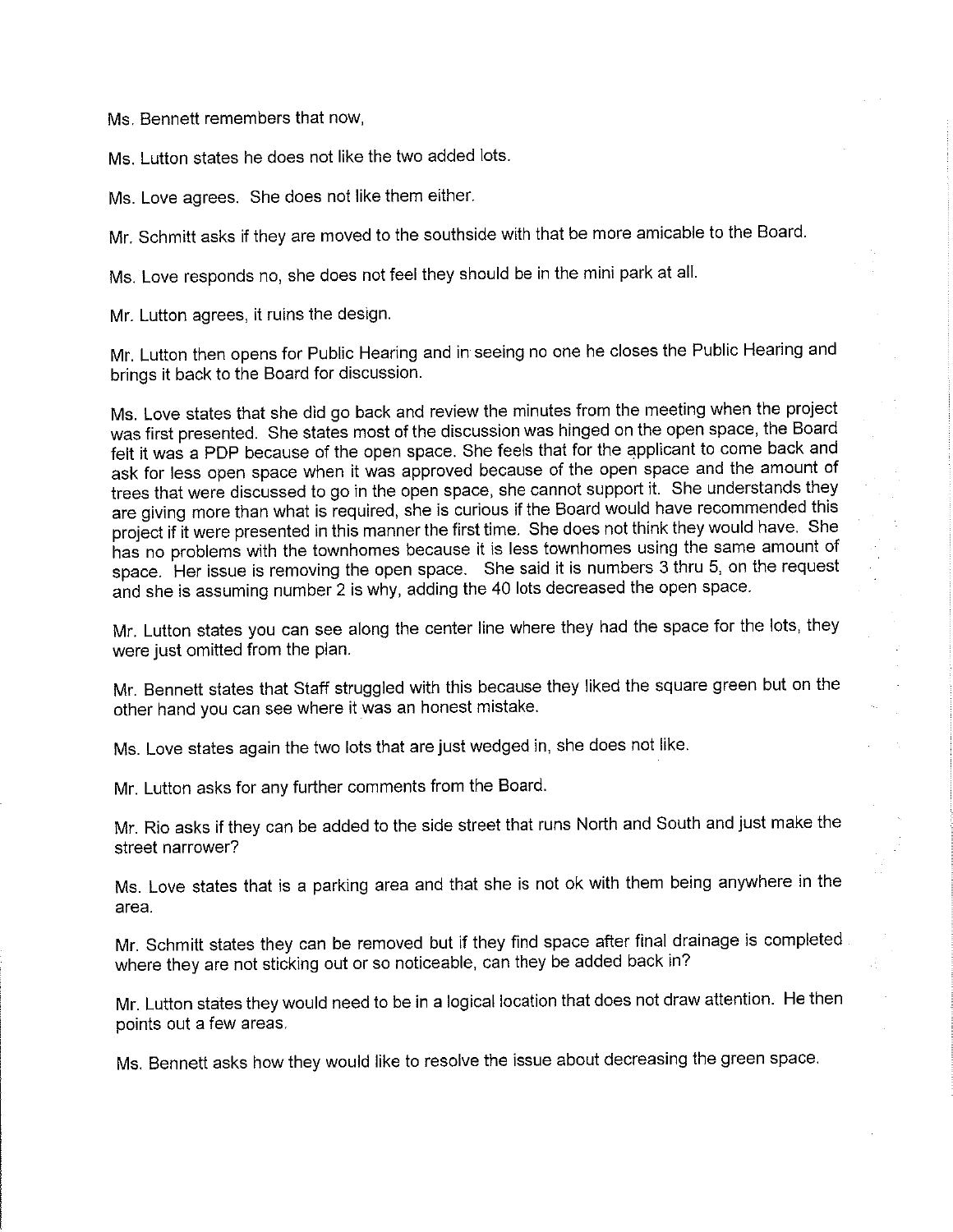Ms. Bennett remembers that now,

Ms. Lutton states he does not like the two added lots.

Ms. Love agrees. She does not like them either.

Mr. Schmitt asks if they are moved to the southside with that be more amicable to the Board.

Ms. Love responds no, she does not feel they should be in the mini park at all.

Mr. Lutton agrees, it ruins the design.

Mr. Lutton then opens for Public Hearing and in seeing no one he closes the Public Hearing and brings it back to the Board for discussion.

Ms. Love states that she did go back and review the minutes from the meeting when the project was first presented. She states most of the discussion was hinged on the open space, the Board felt it was a PDP because of the open space. She feels that for the applicant to come back and ask for less open space when it was approved because of the open space and the amount of trees that were discussed to go in the open space, she cannot support it. She understands they are giving more than what is required, she is curious if the Board would have recommended this project if it were presented in this manner the first time. She does not think they would have. She has no problems with the townhomes because it is less townhomes using the same amount of space. Her issue is removing the open space. She said it is numbers 3 thru 5, on the request and she is assuming number 2 is why, adding the 40 lots decreased the open space.

Mr. Lutton states you can see along the center line where they had the space for the lots, they were just omitted from the plan.

Mr. Bennett states that Staff struggled with this because they liked the square green but on the other hand you can see where it was an honest mistake.

Ms. Love states again the two lots that are just wedged in, she does not like.

Mr. Lutton asks for any further comments from the Board.

Mr. Rio asks if they can be added to the side street that runs North and South and just make the street narrower?

Ms. Love states that is a parking area and that she is not ok with them being anywhere in the area.

Mr. Schmitt states they can be removed but if they find space after final drainage is completed where they are not sticking out or so noticeable, can they be added back in?

Mr. Lutton states they would need to be in a logical location that does not draw attention. He then points out a few areas.

Ms. Bennett asks how they would like to resolve the issue about decreasing the green space.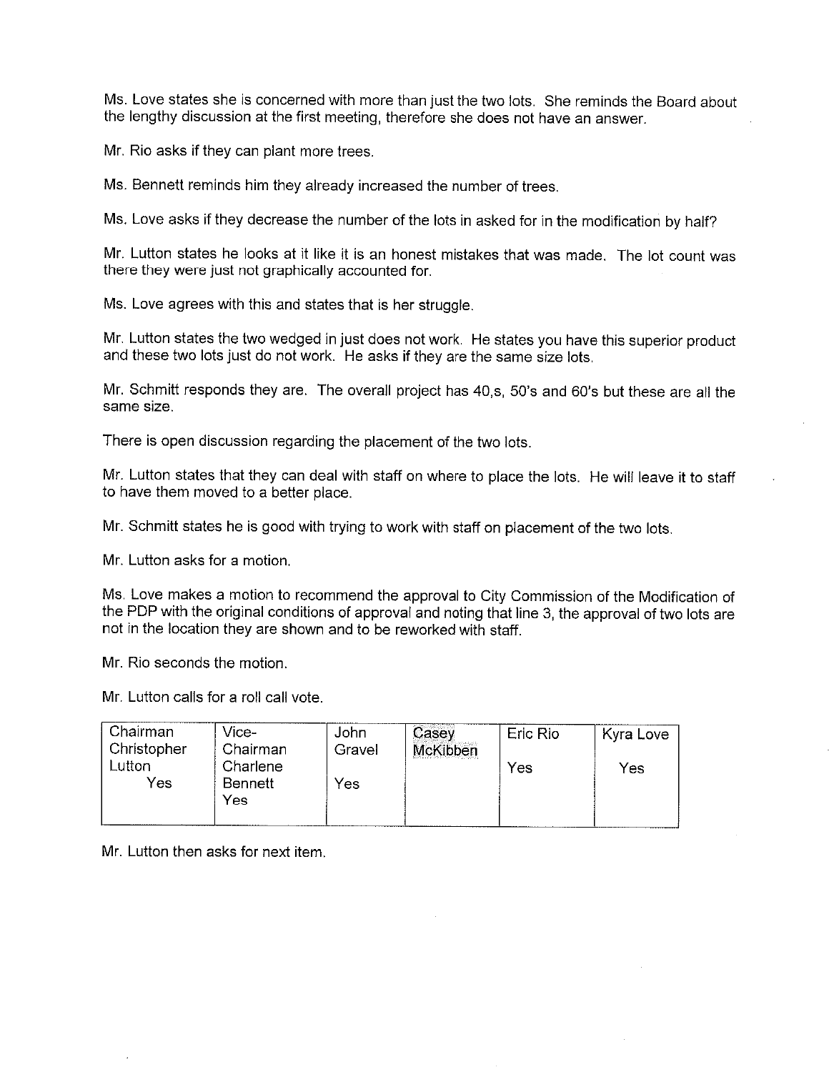Ms. Love states she is concerned with more than just the two lots. She reminds the Board about the lengthy discussion at the first meeting, therefore she does not have an answer.

Mr. Rio asks if they can plant more trees.

Ms. Bennett reminds him they already increased the number of trees.

Ms. Love asks if they decrease the number of the lots in asked for in the modification by half?

Mr. Lutton states he looks at it like it is an honest mistakes that was made. The lot count was there they were just not graphically accounted for.

Ms. Love agrees with this and states that is her struggle.

Mr. Lutton states the two wedged in just does not work. He states you have this superior product and these two lots just do not work. He asks if they are the same size lots.

Mr. Schmitt responds they are. The overall project has 40,s, 50's and 60's but these are all the same size.

There is open discussion regarding the placement of the two lots.

Mr. Lutton states that they can deal with staff on where to place the lots. He will leave it to staff to have them moved to a better place.

Mr. Schmitt states he is good with trying to work with staff on placement of the two lots.

Mr. Lutton asks for a motion.

Ms. Love makes a motion to recommend the approval to City Commission of the Modification of the PDP with the original conditions of approval and noting that line 3, the approval of two lots are not in the location they are shown and to be reworked with staff.

Mr. Rio seconds the motion.

Mr. Lutton calls for a roll call vote.

| Chairman Christopher Lutton | Vice-Chairman Charlene Bennett | John Gravel | Casey McKibben | Eric Rio | Kyra Love |
|---|---|---|---|---|---|
| Yes | Yes | Yes | | Yes | Yes |

Mr. Lutton then asks for next item.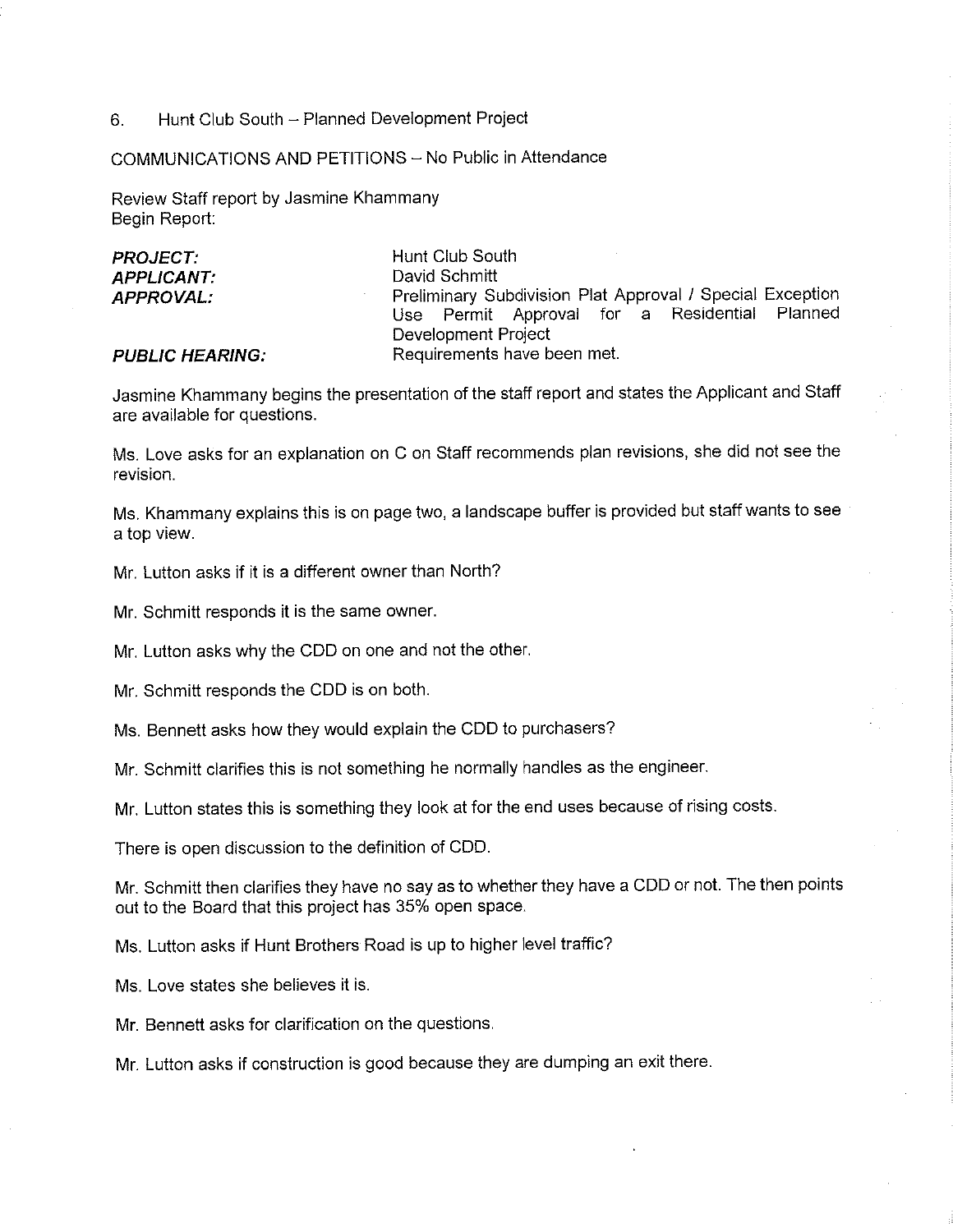6. Hunt Club South – Planned Development Project

COMMUNICATIONS AND PETITIONS – No Public in Attendance

Review Staff report by Jasmine Khammany
Begin Report:

| | |
|---|---|
| ***PROJECT:*** | Hunt Club South |
| ***APPLICANT:*** | David Schmitt |
| ***APPROVAL:*** | Preliminary Subdivision Plat Approval / Special Exception Use Permit Approval for a Residential Planned Development Project |
| ***PUBLIC HEARING:*** | Requirements have been met. |

Jasmine Khammany begins the presentation of the staff report and states the Applicant and Staff are available for questions.

Ms. Love asks for an explanation on C on Staff recommends plan revisions, she did not see the revision.

Ms. Khammany explains this is on page two, a landscape buffer is provided but staff wants to see a top view.

Mr. Lutton asks if it is a different owner than North?

Mr. Schmitt responds it is the same owner.

Mr. Lutton asks why the CDD on one and not the other.

Mr. Schmitt responds the CDD is on both.

Ms. Bennett asks how they would explain the CDD to purchasers?

Mr. Schmitt clarifies this is not something he normally handles as the engineer.

Mr. Lutton states this is something they look at for the end uses because of rising costs.

There is open discussion to the definition of CDD.

Mr. Schmitt then clarifies they have no say as to whether they have a CDD or not. The then points out to the Board that this project has 35% open space.

Ms. Lutton asks if Hunt Brothers Road is up to higher level traffic?

Ms. Love states she believes it is.

Mr. Bennett asks for clarification on the questions.

Mr. Lutton asks if construction is good because they are dumping an exit there.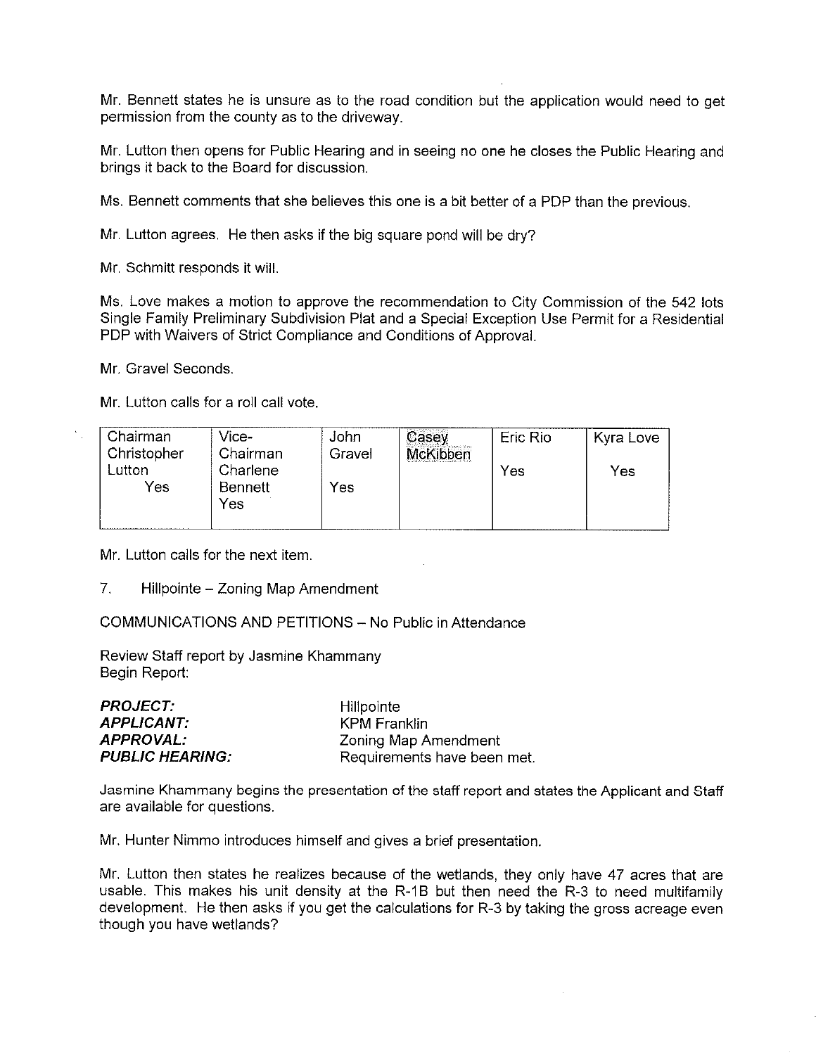Mr. Bennett states he is unsure as to the road condition but the application would need to get permission from the county as to the driveway.

Mr. Lutton then opens for Public Hearing and in seeing no one he closes the Public Hearing and brings it back to the Board for discussion.

Ms. Bennett comments that she believes this one is a bit better of a PDP than the previous.

Mr. Lutton agrees. He then asks if the big square pond will be dry?

Mr. Schmitt responds it will.

Ms. Love makes a motion to approve the recommendation to City Commission of the 542 lots Single Family Preliminary Subdivision Plat and a Special Exception Use Permit for a Residential PDP with Waivers of Strict Compliance and Conditions of Approval.

Mr. Gravel Seconds.

Mr. Lutton calls for a roll call vote.

| Chairman Christopher Lutton | Vice-Chairman Charlene Bennett | John Gravel | Casey McKibben | Eric Rio | Kyra Love |
|---|---|---|---|---|---|
| Yes | Yes | Yes | | Yes | Yes |

Mr. Lutton calls for the next item.

7. Hillpointe – Zoning Map Amendment

COMMUNICATIONS AND PETITIONS – No Public in Attendance

Review Staff report by Jasmine Khammany
Begin Report:

| | |
|---|---|
| ***PROJECT:*** | Hillpointe |
| ***APPLICANT:*** | KPM Franklin |
| ***APPROVAL:*** | Zoning Map Amendment |
| ***PUBLIC HEARING:*** | Requirements have been met. |

Jasmine Khammany begins the presentation of the staff report and states the Applicant and Staff are available for questions.

Mr. Hunter Nimmo introduces himself and gives a brief presentation.

Mr. Lutton then states he realizes because of the wetlands, they only have 47 acres that are usable. This makes his unit density at the R-1B but then need the R-3 to need multifamily development. He then asks if you get the calculations for R-3 by taking the gross acreage even though you have wetlands?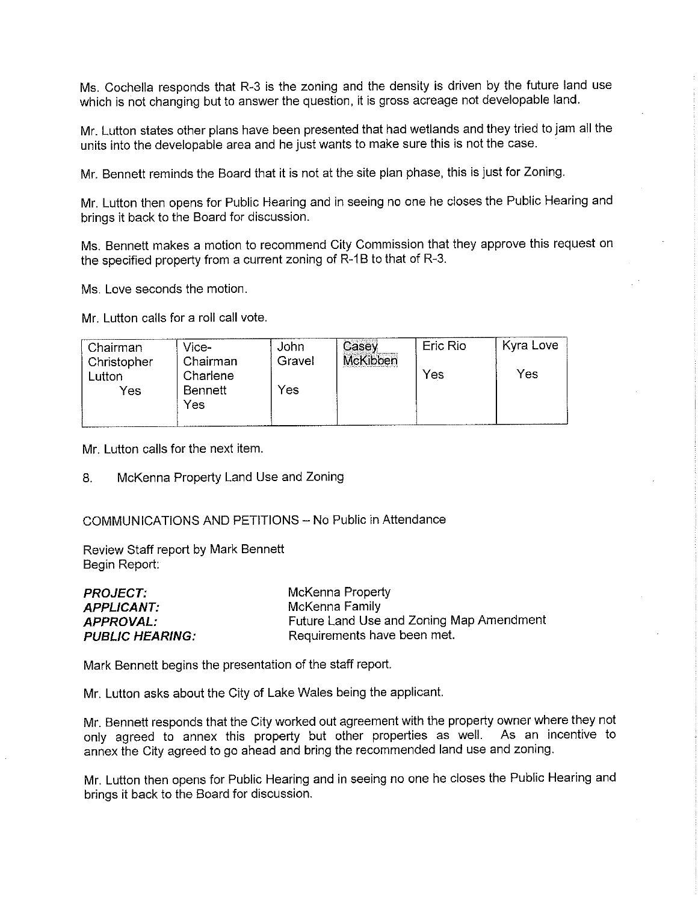Ms. Cochella responds that R-3 is the zoning and the density is driven by the future land use which is not changing but to answer the question, it is gross acreage not developable land.

Mr. Lutton states other plans have been presented that had wetlands and they tried to jam all the units into the developable area and he just wants to make sure this is not the case.

Mr. Bennett reminds the Board that it is not at the site plan phase, this is just for Zoning.

Mr. Lutton then opens for Public Hearing and in seeing no one he closes the Public Hearing and brings it back to the Board for discussion.

Ms. Bennett makes a motion to recommend City Commission that they approve this request on the specified property from a current zoning of R-1B to that of R-3.

Ms. Love seconds the motion.

Mr. Lutton calls for a roll call vote.

| Chairman Christopher Lutton | Vice-Chairman Charlene Bennett | John Gravel | Casey McKibben | Eric Rio | Kyra Love |
|---|---|---|---|---|---|
| Yes | Yes | Yes | | Yes | Yes |

Mr. Lutton calls for the next item.

8. McKenna Property Land Use and Zoning

COMMUNICATIONS AND PETITIONS – No Public in Attendance

Review Staff report by Mark Bennett
Begin Report:

***PROJECT:*** McKenna Property
***APPLICANT:*** McKenna Family
***APPROVAL:*** Future Land Use and Zoning Map Amendment
***PUBLIC HEARING:*** Requirements have been met.

Mark Bennett begins the presentation of the staff report.

Mr. Lutton asks about the City of Lake Wales being the applicant.

Mr. Bennett responds that the City worked out agreement with the property owner where they not only agreed to annex this property but other properties as well. As an incentive to annex the City agreed to go ahead and bring the recommended land use and zoning.

Mr. Lutton then opens for Public Hearing and in seeing no one he closes the Public Hearing and brings it back to the Board for discussion.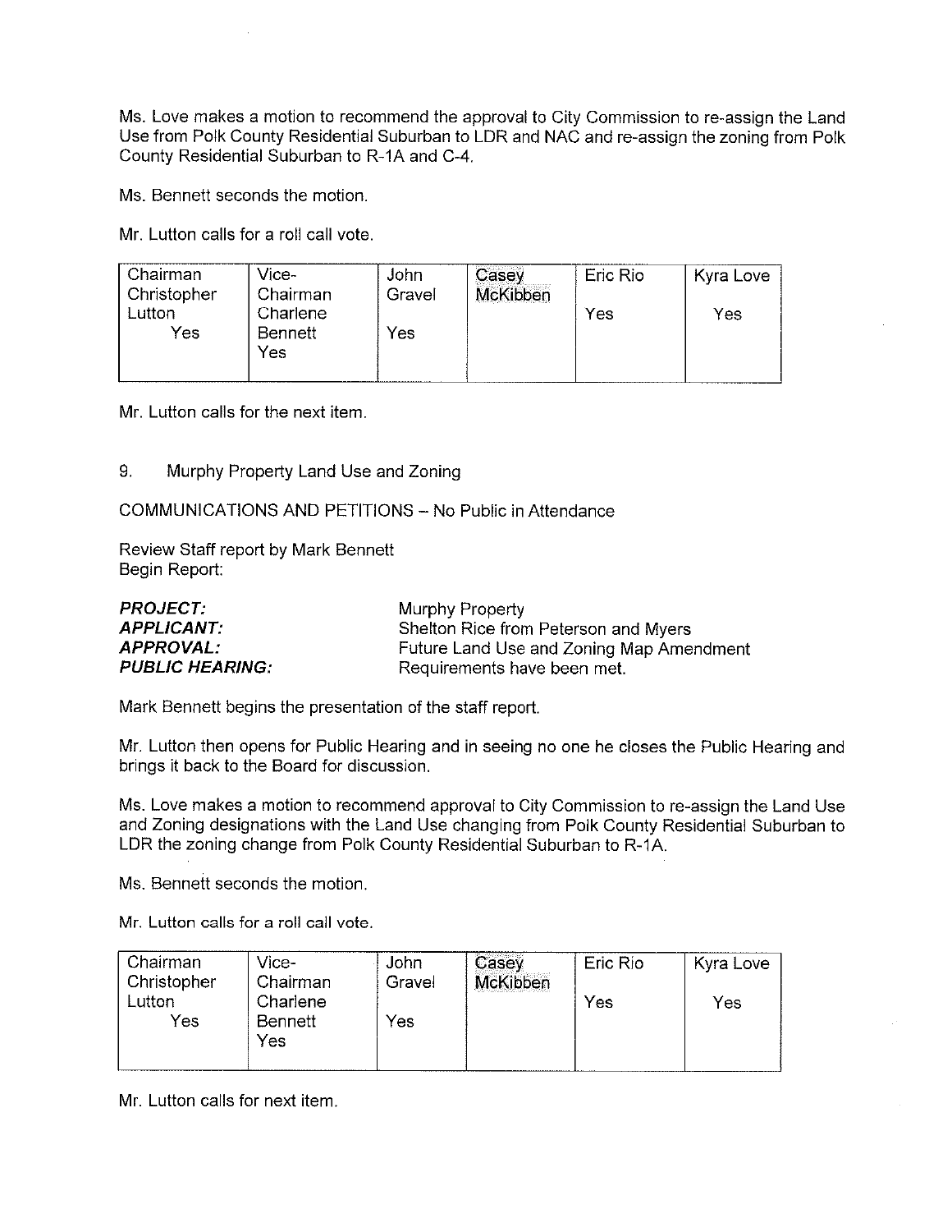Ms. Love makes a motion to recommend the approval to City Commission to re-assign the Land Use from Polk County Residential Suburban to LDR and NAC and re-assign the zoning from Polk County Residential Suburban to R-1A and C-4.

Ms. Bennett seconds the motion.

Mr. Lutton calls for a roll call vote.

| Chairman Christopher Lutton | Vice-Chairman Charlene Bennett | John Gravel | Casey McKibben | Eric Rio | Kyra Love |
|---|---|---|---|---|---|
| Yes | Yes | Yes | | Yes | Yes |

Mr. Lutton calls for the next item.

9. Murphy Property Land Use and Zoning

COMMUNICATIONS AND PETITIONS – No Public in Attendance

Review Staff report by Mark Bennett
Begin Report:

| | |
|---|---|
| ***PROJECT:*** | Murphy Property |
| ***APPLICANT:*** | Shelton Rice from Peterson and Myers |
| ***APPROVAL:*** | Future Land Use and Zoning Map Amendment |
| ***PUBLIC HEARING:*** | Requirements have been met. |

Mark Bennett begins the presentation of the staff report.

Mr. Lutton then opens for Public Hearing and in seeing no one he closes the Public Hearing and brings it back to the Board for discussion.

Ms. Love makes a motion to recommend approval to City Commission to re-assign the Land Use and Zoning designations with the Land Use changing from Polk County Residential Suburban to LDR the zoning change from Polk County Residential Suburban to R-1A.

Ms. Bennett seconds the motion.

Mr. Lutton calls for a roll call vote.

| Chairman Christopher Lutton | Vice-Chairman Charlene Bennett | John Gravel | Casey McKibben | Eric Rio | Kyra Love |
|---|---|---|---|---|---|
| Yes | Yes | Yes | | Yes | Yes |

Mr. Lutton calls for next item.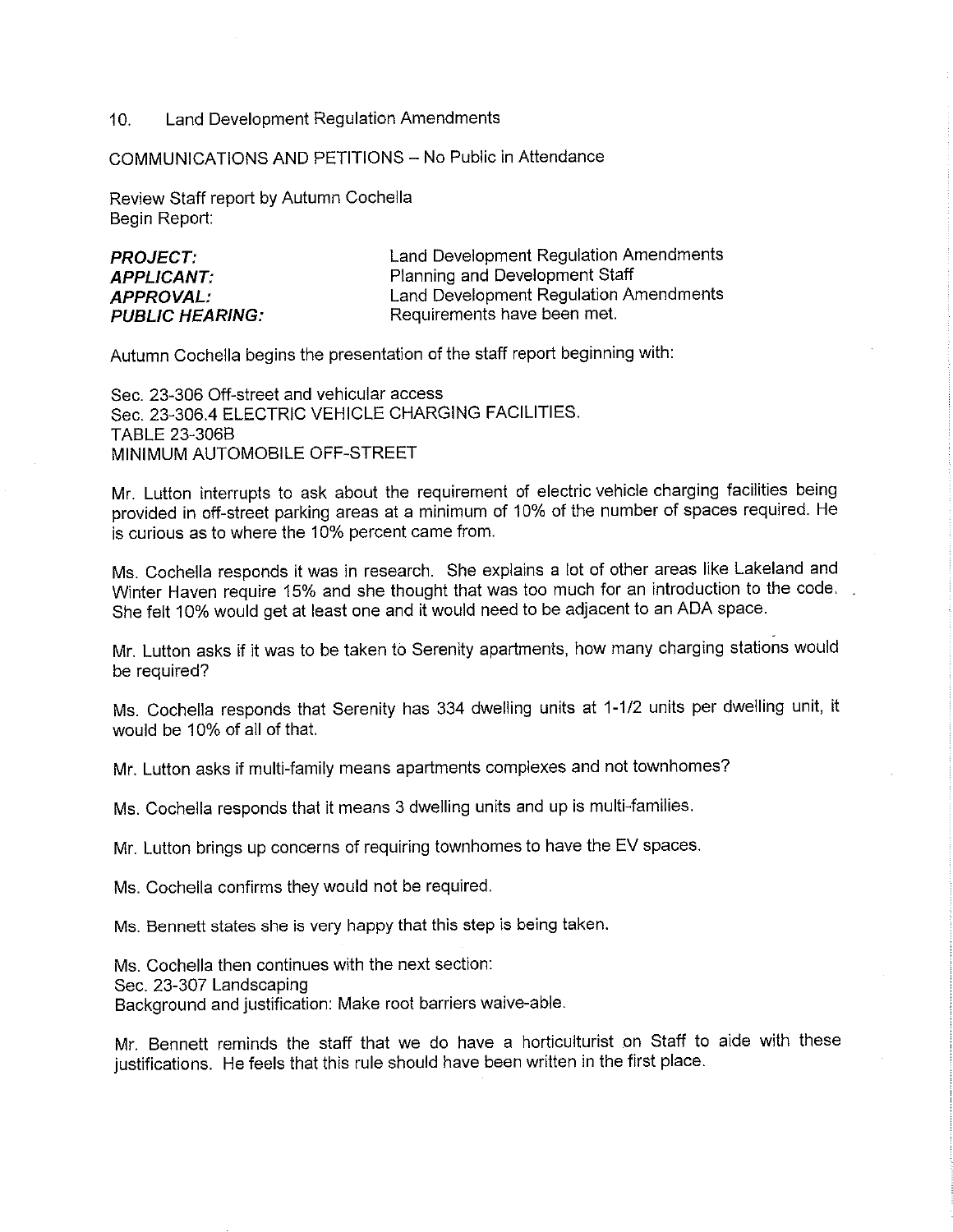10. Land Development Regulation Amendments

COMMUNICATIONS AND PETITIONS – No Public in Attendance

Review Staff report by Autumn Cochella
Begin Report:

| | |
|---|---|
| ***PROJECT:*** | Land Development Regulation Amendments |
| ***APPLICANT:*** | Planning and Development Staff |
| ***APPROVAL:*** | Land Development Regulation Amendments |
| ***PUBLIC HEARING:*** | Requirements have been met. |

Autumn Cochella begins the presentation of the staff report beginning with:

Sec. 23-306 Off-street and vehicular access
Sec. 23-306.4 ELECTRIC VEHICLE CHARGING FACILITIES.
TABLE 23-306B
MINIMUM AUTOMOBILE OFF-STREET

Mr. Lutton interrupts to ask about the requirement of electric vehicle charging facilities being provided in off-street parking areas at a minimum of 10% of the number of spaces required. He is curious as to where the 10% percent came from.

Ms. Cochella responds it was in research. She explains a lot of other areas like Lakeland and Winter Haven require 15% and she thought that was too much for an introduction to the code. She felt 10% would get at least one and it would need to be adjacent to an ADA space.

Mr. Lutton asks if it was to be taken to Serenity apartments, how many charging stations would be required?

Ms. Cochella responds that Serenity has 334 dwelling units at 1-1/2 units per dwelling unit, it would be 10% of all of that.

Mr. Lutton asks if multi-family means apartments complexes and not townhomes?

Ms. Cochella responds that it means 3 dwelling units and up is multi-families.

Mr. Lutton brings up concerns of requiring townhomes to have the EV spaces.

Ms. Cochella confirms they would not be required.

Ms. Bennett states she is very happy that this step is being taken.

Ms. Cochella then continues with the next section:
Sec. 23-307 Landscaping
Background and justification: Make root barriers waive-able.

Mr. Bennett reminds the staff that we do have a horticulturist on Staff to aide with these justifications. He feels that this rule should have been written in the first place.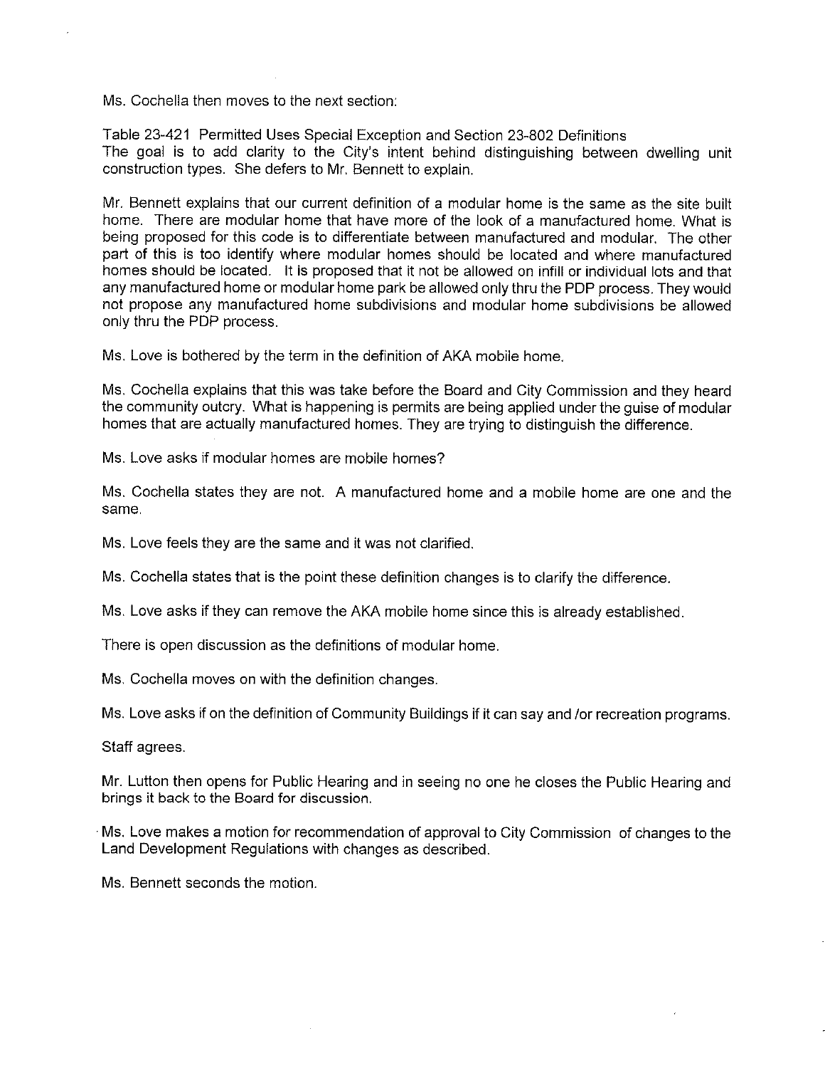Ms. Cochella then moves to the next section:

Table 23-421 Permitted Uses Special Exception and Section 23-802 Definitions
The goal is to add clarity to the City's intent behind distinguishing between dwelling unit construction types. She defers to Mr. Bennett to explain.

Mr. Bennett explains that our current definition of a modular home is the same as the site built home. There are modular home that have more of the look of a manufactured home. What is being proposed for this code is to differentiate between manufactured and modular. The other part of this is too identify where modular homes should be located and where manufactured homes should be located. It is proposed that it not be allowed on infill or individual lots and that any manufactured home or modular home park be allowed only thru the PDP process. They would not propose any manufactured home subdivisions and modular home subdivisions be allowed only thru the PDP process.

Ms. Love is bothered by the term in the definition of AKA mobile home.

Ms. Cochella explains that this was take before the Board and City Commission and they heard the community outcry. What is happening is permits are being applied under the guise of modular homes that are actually manufactured homes. They are trying to distinguish the difference.

Ms. Love asks if modular homes are mobile homes?

Ms. Cochella states they are not. A manufactured home and a mobile home are one and the same.

Ms. Love feels they are the same and it was not clarified.

Ms. Cochella states that is the point these definition changes is to clarify the difference.

Ms. Love asks if they can remove the AKA mobile home since this is already established.

There is open discussion as the definitions of modular home.

Ms. Cochella moves on with the definition changes.

Ms. Love asks if on the definition of Community Buildings if it can say and /or recreation programs.

Staff agrees.

Mr. Lutton then opens for Public Hearing and in seeing no one he closes the Public Hearing and brings it back to the Board for discussion.

Ms. Love makes a motion for recommendation of approval to City Commission of changes to the Land Development Regulations with changes as described.

Ms. Bennett seconds the motion.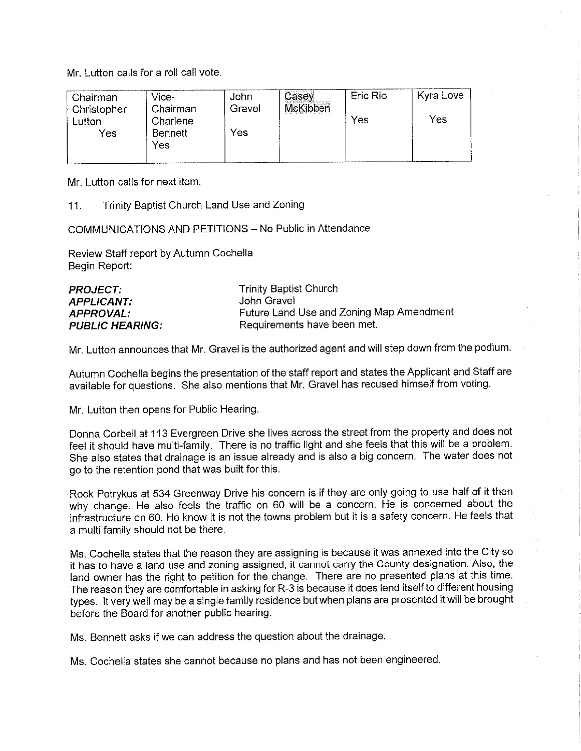Mr. Lutton calls for a roll call vote.

| Chairman Christopher Lutton | Vice-Chairman Charlene Bennett | John Gravel | Casey McKibben | Eric Rio | Kyra Love |
|---|---|---|---|---|---|
| Yes | Yes | Yes | | Yes | Yes |

Mr. Lutton calls for next item.

11. Trinity Baptist Church Land Use and Zoning

COMMUNICATIONS AND PETITIONS – No Public in Attendance

Review Staff report by Autumn Cochella
Begin Report:

| | |
|---|---|
| ***PROJECT:*** | Trinity Baptist Church |
| ***APPLICANT:*** | John Gravel |
| ***APPROVAL:*** | Future Land Use and Zoning Map Amendment |
| ***PUBLIC HEARING:*** | Requirements have been met. |

Mr. Lutton announces that Mr. Gravel is the authorized agent and will step down from the podium.

Autumn Cochella begins the presentation of the staff report and states the Applicant and Staff are available for questions. She also mentions that Mr. Gravel has recused himself from voting.

Mr. Lutton then opens for Public Hearing.

Donna Corbeil at 113 Evergreen Drive she lives across the street from the property and does not feel it should have multi-family. There is no traffic light and she feels that this will be a problem. She also states that drainage is an issue already and is also a big concern. The water does not go to the retention pond that was built for this.

Rock Potrykus at 534 Greenway Drive his concern is if they are only going to use half of it then why change. He also feels the traffic on 60 will be a concern. He is concerned about the infrastructure on 60. He know it is not the towns problem but it is a safety concern. He feels that a multi family should not be there.

Ms. Cochella states that the reason they are assigning is because it was annexed into the City so it has to have a land use and zoning assigned, it cannot carry the County designation. Also, the land owner has the right to petition for the change. There are no presented plans at this time. The reason they are comfortable in asking for R-3 is because it does lend itself to different housing types. It very well may be a single family residence but when plans are presented it will be brought before the Board for another public hearing.

Ms. Bennett asks if we can address the question about the drainage.

Ms. Cochella states she cannot because no plans and has not been engineered.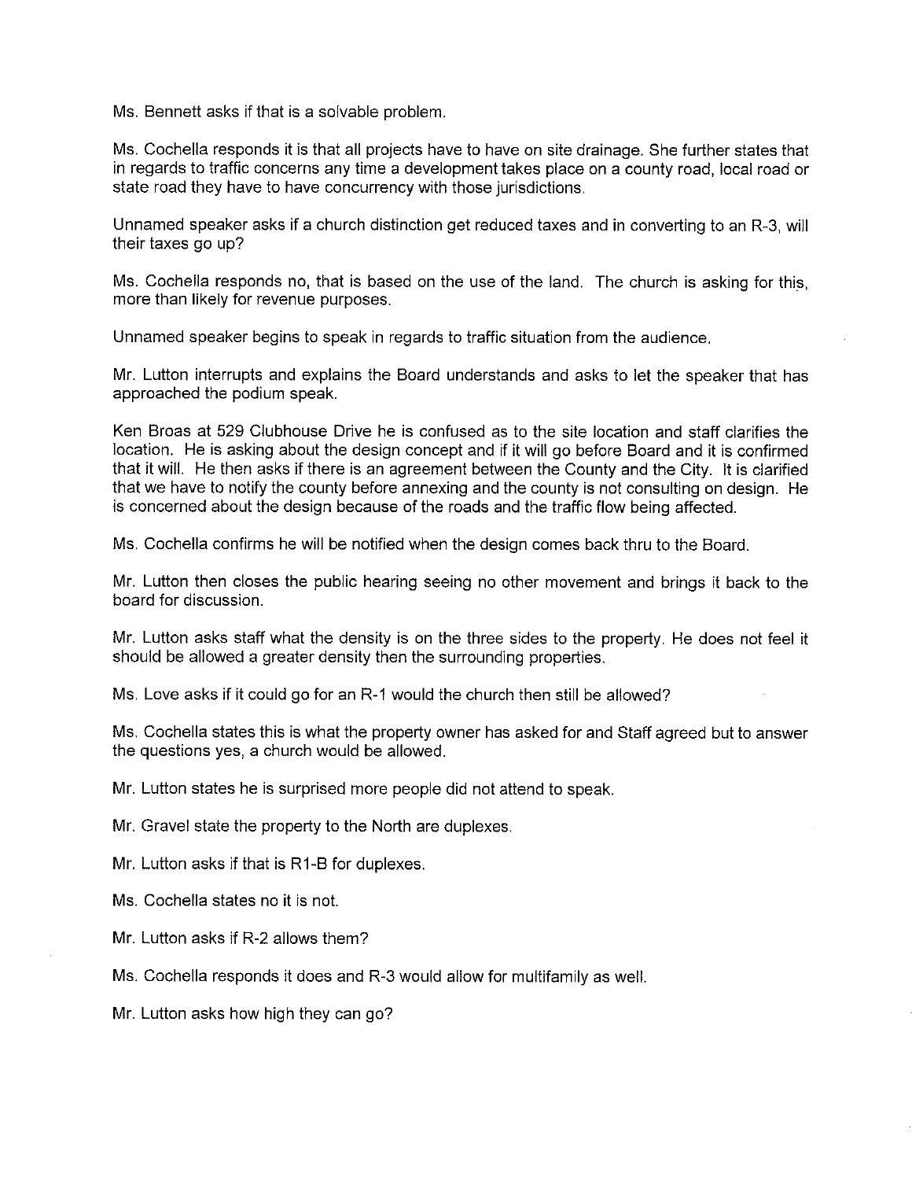Ms. Bennett asks if that is a solvable problem.

Ms. Cochella responds it is that all projects have to have on site drainage. She further states that in regards to traffic concerns any time a development takes place on a county road, local road or state road they have to have concurrency with those jurisdictions.

Unnamed speaker asks if a church distinction get reduced taxes and in converting to an R-3, will their taxes go up?

Ms. Cochella responds no, that is based on the use of the land. The church is asking for this, more than likely for revenue purposes.

Unnamed speaker begins to speak in regards to traffic situation from the audience.

Mr. Lutton interrupts and explains the Board understands and asks to let the speaker that has approached the podium speak.

Ken Broas at 529 Clubhouse Drive he is confused as to the site location and staff clarifies the location. He is asking about the design concept and if it will go before Board and it is confirmed that it will. He then asks if there is an agreement between the County and the City. It is clarified that we have to notify the county before annexing and the county is not consulting on design. He is concerned about the design because of the roads and the traffic flow being affected.

Ms. Cochella confirms he will be notified when the design comes back thru to the Board.

Mr. Lutton then closes the public hearing seeing no other movement and brings it back to the board for discussion.

Mr. Lutton asks staff what the density is on the three sides to the property. He does not feel it should be allowed a greater density then the surrounding properties.

Ms. Love asks if it could go for an R-1 would the church then still be allowed?

Ms. Cochella states this is what the property owner has asked for and Staff agreed but to answer the questions yes, a church would be allowed.

Mr. Lutton states he is surprised more people did not attend to speak.

Mr. Gravel state the property to the North are duplexes.

Mr. Lutton asks if that is R1-B for duplexes.

Ms. Cochella states no it is not.

Mr. Lutton asks if R-2 allows them?

Ms. Cochella responds it does and R-3 would allow for multifamily as well.

Mr. Lutton asks how high they can go?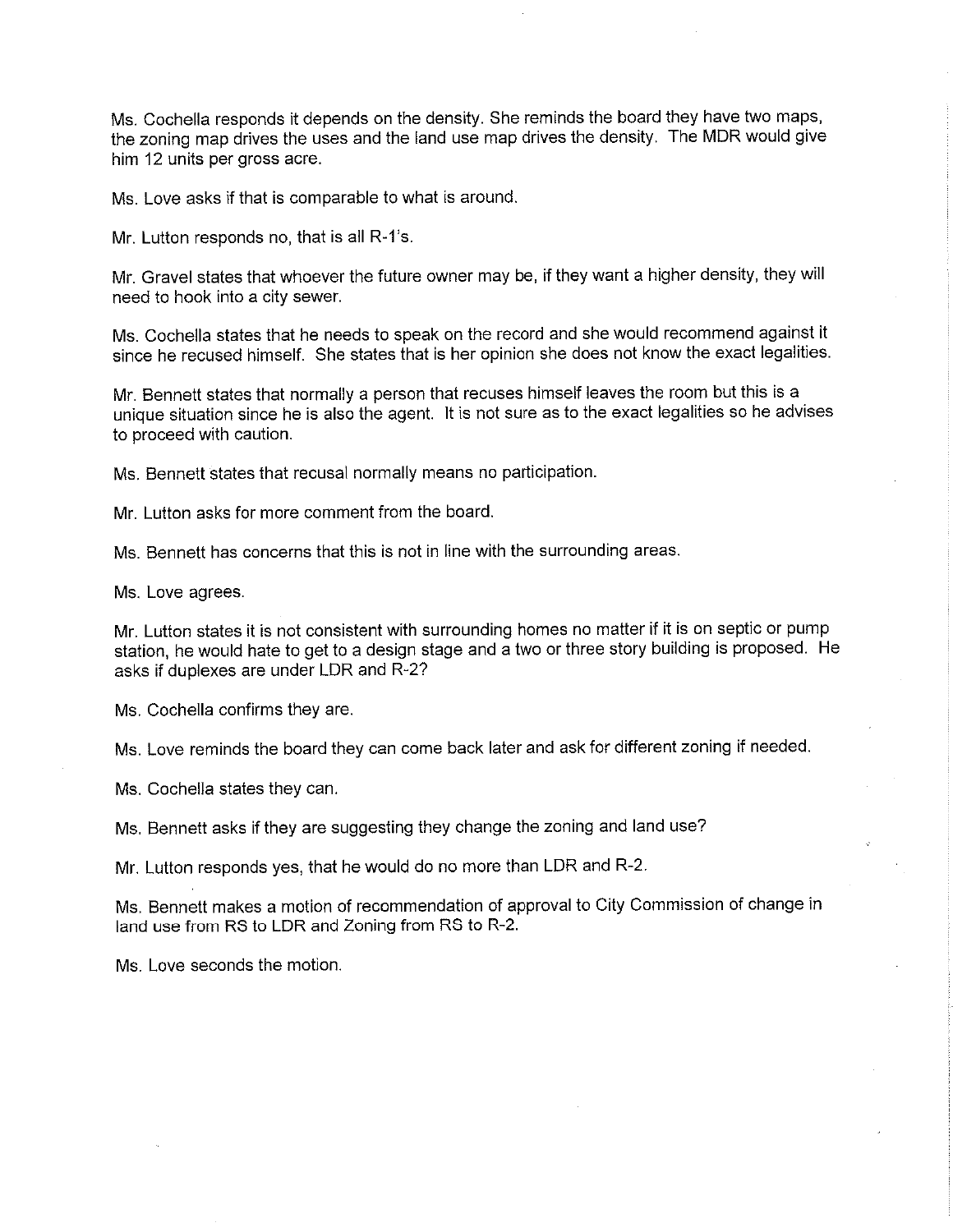Ms. Cochella responds it depends on the density. She reminds the board they have two maps, the zoning map drives the uses and the land use map drives the density. The MDR would give him 12 units per gross acre.

Ms. Love asks if that is comparable to what is around.

Mr. Lutton responds no, that is all R-1's.

Mr. Gravel states that whoever the future owner may be, if they want a higher density, they will need to hook into a city sewer.

Ms. Cochella states that he needs to speak on the record and she would recommend against it since he recused himself. She states that is her opinion she does not know the exact legalities.

Mr. Bennett states that normally a person that recuses himself leaves the room but this is a unique situation since he is also the agent. It is not sure as to the exact legalities so he advises to proceed with caution.

Ms. Bennett states that recusal normally means no participation.

Mr. Lutton asks for more comment from the board.

Ms. Bennett has concerns that this is not in line with the surrounding areas.

Ms. Love agrees.

Mr. Lutton states it is not consistent with surrounding homes no matter if it is on septic or pump station, he would hate to get to a design stage and a two or three story building is proposed. He asks if duplexes are under LDR and R-2?

Ms. Cochella confirms they are.

Ms. Love reminds the board they can come back later and ask for different zoning if needed.

Ms. Cochella states they can.

Ms. Bennett asks if they are suggesting they change the zoning and land use?

Mr. Lutton responds yes, that he would do no more than LDR and R-2.

Ms. Bennett makes a motion of recommendation of approval to City Commission of change in land use from RS to LDR and Zoning from RS to R-2.

Ms. Love seconds the motion.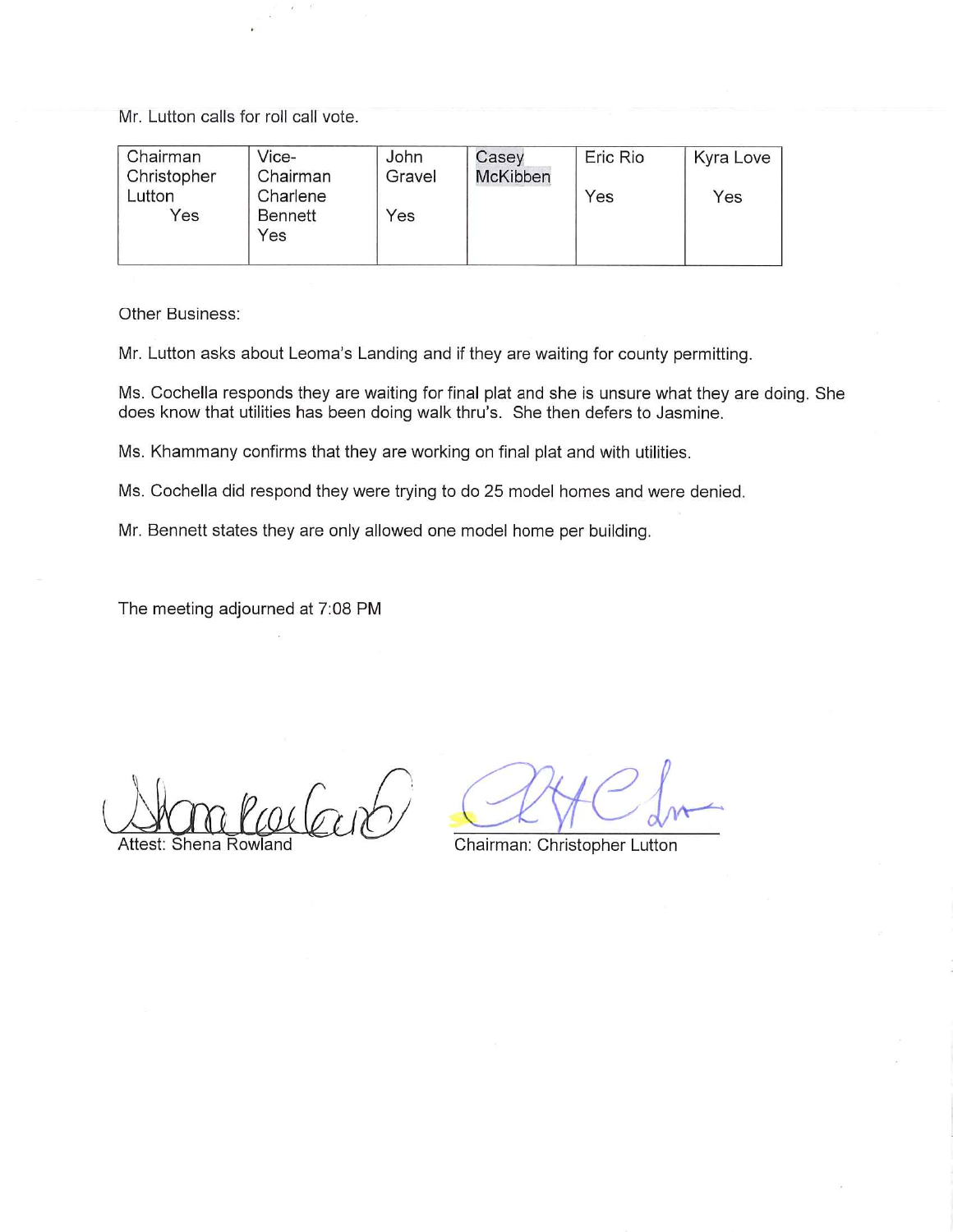Mr. Lutton calls for roll call vote.

| | | | | | |
|---|---|---|---|---|---|
| Chairman Christopher Lutton Yes | Vice-Chairman Charlene Bennett Yes | John Gravel Yes | Casey McKibben | Eric Rio Yes | Kyra Love Yes |

Other Business:

Mr. Lutton asks about Leoma's Landing and if they are waiting for county permitting.

Ms. Cochella responds they are waiting for final plat and she is unsure what they are doing. She does know that utilities has been doing walk thru's. She then defers to Jasmine.

Ms. Khammany confirms that they are working on final plat and with utilities.

Ms. Cochella did respond they were trying to do 25 model homes and were denied.

Mr. Bennett states they are only allowed one model home per building.

The meeting adjourned at 7:08 PM

Attest: Shena Rowland

Chairman: Christopher Lutton